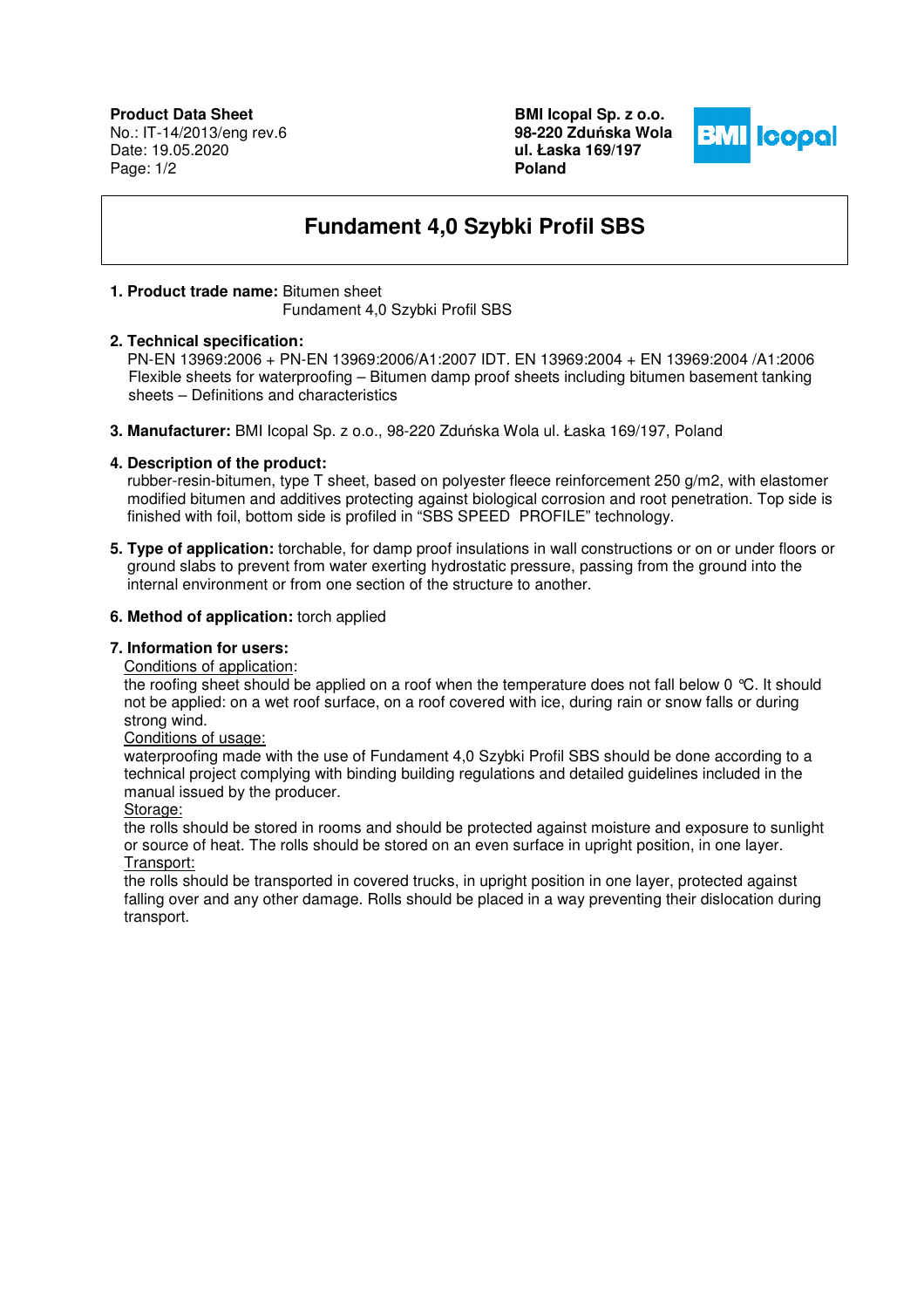**Product Data Sheet**
No.: IT-14/2013/eng rev.6
Date: 19.05.2020

**BMI Icopal Sp. z o.o.**
**98-220 Zduńska Wola**
**ul. Łaska 169/197**
**Poland**

# Fundament 4,0 Szybki Profil SBS

1. **Product trade name:** Bitumen sheet
   Fundament 4,0 Szybki Profil SBS

2. **Technical specification:**
   PN-EN 13969:2006 + PN-EN 13969:2006/A1:2007 IDT. EN 13969:2004 + EN 13969:2004 /A1:2006 Flexible sheets for waterproofing – Bitumen damp proof sheets including bitumen basement tanking sheets – Definitions and characteristics

3. **Manufacturer:** BMI Icopal Sp. z o.o., 98-220 Zduńska Wola ul. Łaska 169/197, Poland

4. **Description of the product:**
   rubber-resin-bitumen, type T sheet, based on polyester fleece reinforcement 250 g/m2, with elastomer modified bitumen and additives protecting against biological corrosion and root penetration. Top side is finished with foil, bottom side is profiled in "SBS SPEED PROFILE" technology.

5. **Type of application:** torchable, for damp proof insulations in wall constructions or on or under floors or ground slabs to prevent from water exerting hydrostatic pressure, passing from the ground into the internal environment or from one section of the structure to another.

6. **Method of application:** torch applied

7. **Information for users:**
   Conditions of application:
   the roofing sheet should be applied on a roof when the temperature does not fall below 0 ℃. It should not be applied: on a wet roof surface, on a roof covered with ice, during rain or snow falls or during strong wind.
   Conditions of usage:
   waterproofing made with the use of Fundament 4,0 Szybki Profil SBS should be done according to a technical project complying with binding building regulations and detailed guidelines included in the manual issued by the producer.
   Storage:
   the rolls should be stored in rooms and should be protected against moisture and exposure to sunlight or source of heat. The rolls should be stored on an even surface in upright position, in one layer.
   Transport:
   the rolls should be transported in covered trucks, in upright position in one layer, protected against falling over and any other damage. Rolls should be placed in a way preventing their dislocation during transport.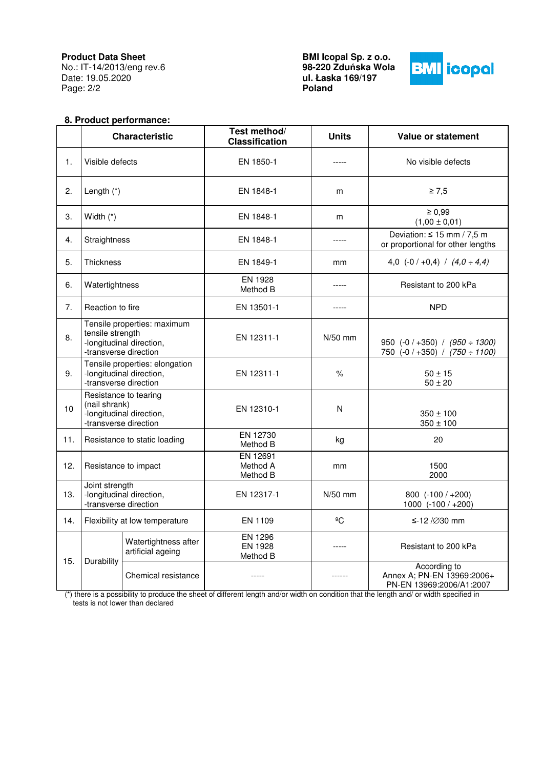**Product Data Sheet**
No.: IT-14/2013/eng rev.6
Date: 19.05.2020
Page: 2/2

**BMI Icopal Sp. z o.o.**
**98-220 Zduńska Wola**
**ul. Łaska 169/197**
**Poland**

### 8. Product performance:

| | Characteristic | | Test method/ Classification | Units | Value or statement |
|---|---|---|---|---|---|
| 1. | Visible defects | | EN 1850-1 | ----- | No visible defects |
| 2. | Length (*) | | EN 1848-1 | m | ≥ 7,5 |
| 3. | Width (*) | | EN 1848-1 | m | ≥ 0,99<br>(1,00 ± 0,01) |
| 4. | Straightness | | EN 1848-1 | ----- | Deviation: ≤ 15 mm / 7,5 m<br>or proportional for other lengths |
| 5. | Thickness | | EN 1849-1 | mm | 4,0 (-0 / +0,4) / *(4,0 ÷ 4,4)* |
| 6. | Watertightness | | EN 1928<br>Method B | ----- | Resistant to 200 kPa |
| 7. | Reaction to fire | | EN 13501-1 | ----- | NPD |
| 8. | Tensile properties: maximum tensile strength<br>-longitudinal direction,<br>-transverse direction | | EN 12311-1 | N/50 mm | 950 (-0 / +350) / *(950 ÷ 1300)*<br>750 (-0 / +350) / *(750 ÷ 1100)* |
| 9. | Tensile properties: elongation<br>-longitudinal direction,<br>-transverse direction | | EN 12311-1 | % | 50 ± 15<br>50 ± 20 |
| 10 | Resistance to tearing<br>(nail shrank)<br>-longitudinal direction,<br>-transverse direction | | EN 12310-1 | N | 350 ± 100<br>350 ± 100 |
| 11. | Resistance to static loading | | EN 12730<br>Method B | kg | 20 |
| 12. | Resistance to impact | | EN 12691<br>Method A<br>Method B | mm | 1500<br>2000 |
| 13. | Joint strength<br>-longitudinal direction,<br>-transverse direction | | EN 12317-1 | N/50 mm | 800 (-100 / +200)<br>1000 (-100 / +200) |
| 14. | Flexibility at low temperature | | EN 1109 | ºC | ≤-12 /∅30 mm |
| 15. | Durability | Watertightness after artificial ageing | EN 1296<br>EN 1928<br>Method B | ----- | Resistant to 200 kPa |
| | | Chemical resistance | ----- | ------ | According to<br>Annex A; PN-EN 13969:2006+<br>PN-EN 13969:2006/A1:2007 |

(*) there is a possibility to produce the sheet of different length and/or width on condition that the length and/ or width specified in tests is not lower than declared